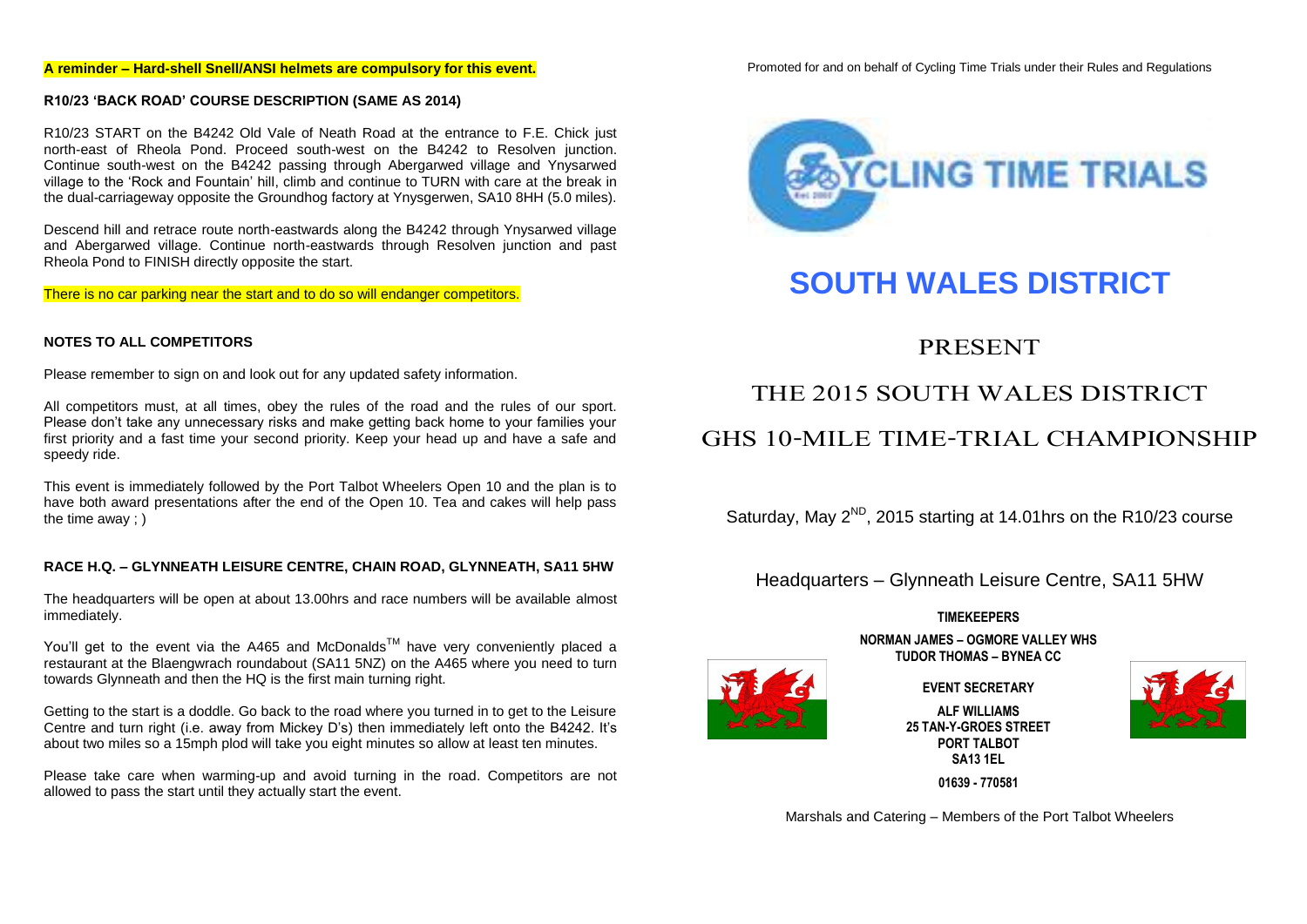**A reminder – Hard-shell Snell/ANSI helmets are compulsory for this event.**

**R10/23 'BACK ROAD' COURSE DESCRIPTION (SAME AS 2014)**

R10/23 START on the B4242 Old Vale of Neath Road at the entrance to F.E. Chick just north-east of Rheola Pond. Proceed south-west on the B4242 to Resolven junction. Continue south-west on the B4242 passing through Abergarwed village and Ynysarwed village to the 'Rock and Fountain' hill, climb and continue to TURN with care at the break in the dual-carriageway opposite the Groundhog factory at Ynysgerwen, SA10 8HH (5.0 miles).

Descend hill and retrace route north-eastwards along the B4242 through Ynysarwed village and Abergarwed village. Continue north-eastwards through Resolven junction and past Rheola Pond to FINISH directly opposite the start.

There is no car parking near the start and to do so will endanger competitors.

**NOTES TO ALL COMPETITORS**

Please remember to sign on and look out for any updated safety information.

All competitors must, at all times, obey the rules of the road and the rules of our sport. Please don't take any unnecessary risks and make getting back home to your families your first priority and a fast time your second priority. Keep your head up and have a safe and speedy ride.

This event is immediately followed by the Port Talbot Wheelers Open 10 and the plan is to have both award presentations after the end of the Open 10. Tea and cakes will help pass the time away ; )

**RACE H.Q. – GLYNNEATH LEISURE CENTRE, CHAIN ROAD, GLYNNEATH, SA11 5HW**

The headquarters will be open at about 13.00hrs and race numbers will be available almost immediately.

You'll get to the event via the A465 and McDonalds™ have very conveniently placed a restaurant at the Blaengwrach roundabout (SA11 5NZ) on the A465 where you need to turn towards Glynneath and then the HQ is the first main turning right.

Getting to the start is a doddle. Go back to the road where you turned in to get to the Leisure Centre and turn right (i.e. away from Mickey D's) then immediately left onto the B4242. It's about two miles so a 15mph plod will take you eight minutes so allow at least ten minutes.

Please take care when warming-up and avoid turning in the road. Competitors are not allowed to pass the start until they actually start the event.

Promoted for and on behalf of Cycling Time Trials under their Rules and Regulations

CYCLING TIME TRIALS

# SOUTH WALES DISTRICT

PRESENT

## THE 2015 SOUTH WALES DISTRICT

## GHS 10-MILE TIME-TRIAL CHAMPIONSHIP

Saturday, May 2ND, 2015 starting at 14.01hrs on the R10/23 course

Headquarters – Glynneath Leisure Centre, SA11 5HW

**TIMEKEEPERS**

**NORMAN JAMES – OGMORE VALLEY WHS**
**TUDOR THOMAS – BYNEA CC**

**EVENT SECRETARY**

**ALF WILLIAMS**
**25 TAN-Y-GROES STREET**
**PORT TALBOT**
**SA13 1EL**

**01639 - 770581**

Marshals and Catering – Members of the Port Talbot Wheelers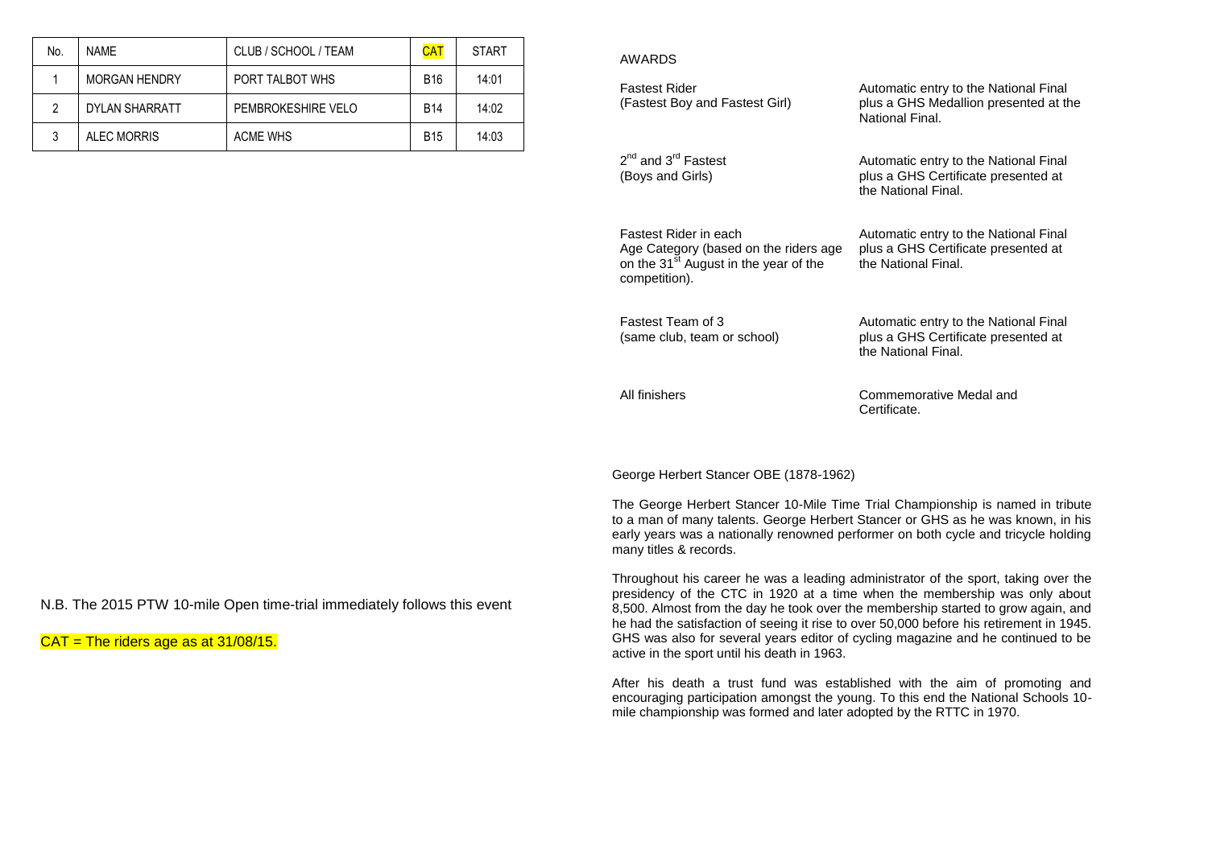| No. | NAME | CLUB / SCHOOL / TEAM | CAT | START |
|---|---|---|---|---|
| 1 | MORGAN HENDRY | PORT TALBOT WHS | B16 | 14:01 |
| 2 | DYLAN SHARRATT | PEMBROKESHIRE VELO | B14 | 14:02 |
| 3 | ALEC MORRIS | ACME WHS | B15 | 14:03 |

N.B. The 2015 PTW 10-mile Open time-trial immediately follows this event

CAT = The riders age as at 31/08/15.

AWARDS

| | |
|---|---|
| Fastest Rider (Fastest Boy and Fastest Girl) | Automatic entry to the National Final plus a GHS Medallion presented at the National Final. |
| 2nd and 3rd Fastest (Boys and Girls) | Automatic entry to the National Final plus a GHS Certificate presented at the National Final. |
| Fastest Rider in each Age Category (based on the riders age on the 31st August in the year of the competition). | Automatic entry to the National Final plus a GHS Certificate presented at the National Final. |
| Fastest Team of 3 (same club, team or school) | Automatic entry to the National Final plus a GHS Certificate presented at the National Final. |
| All finishers | Commemorative Medal and Certificate. |

George Herbert Stancer OBE (1878-1962)

The George Herbert Stancer 10-Mile Time Trial Championship is named in tribute to a man of many talents. George Herbert Stancer or GHS as he was known, in his early years was a nationally renowned performer on both cycle and tricycle holding many titles & records.

Throughout his career he was a leading administrator of the sport, taking over the presidency of the CTC in 1920 at a time when the membership was only about 8,500. Almost from the day he took over the membership started to grow again, and he had the satisfaction of seeing it rise to over 50,000 before his retirement in 1945. GHS was also for several years editor of cycling magazine and he continued to be active in the sport until his death in 1963.

After his death a trust fund was established with the aim of promoting and encouraging participation amongst the young. To this end the National Schools 10-mile championship was formed and later adopted by the RTTC in 1970.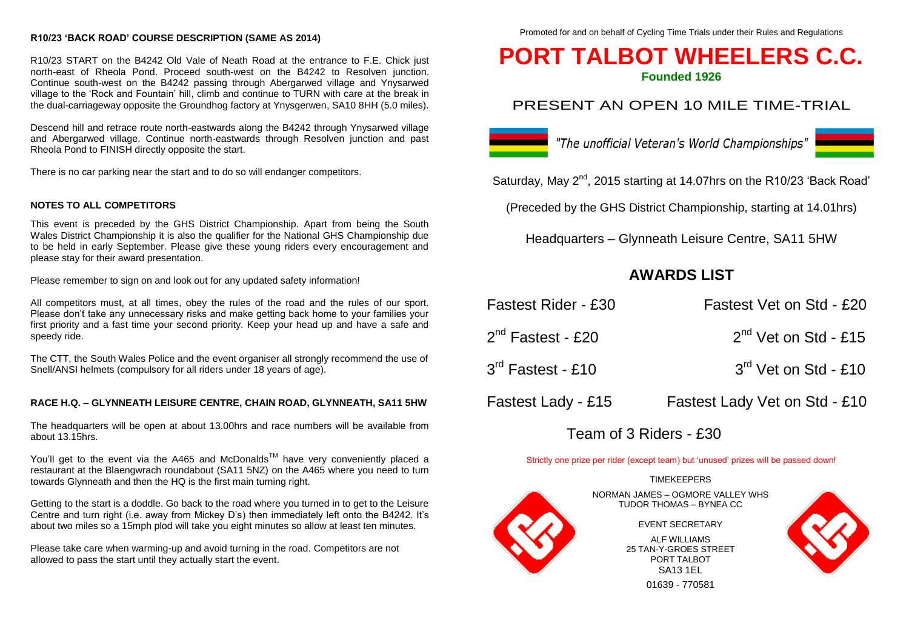## R10/23 'BACK ROAD' COURSE DESCRIPTION (SAME AS 2014)

R10/23 START on the B4242 Old Vale of Neath Road at the entrance to F.E. Chick just north-east of Rheola Pond. Proceed south-west on the B4242 to Resolven junction. Continue south-west on the B4242 passing through Abergarwed village and Ynysarwed village to the 'Rock and Fountain' hill, climb and continue to TURN with care at the break in the dual-carriageway opposite the Groundhog factory at Ynysgerwen, SA10 8HH (5.0 miles).

Descend hill and retrace route north-eastwards along the B4242 through Ynysarwed village and Abergarwed village. Continue north-eastwards through Resolven junction and past Rheola Pond to FINISH directly opposite the start.

There is no car parking near the start and to do so will endanger competitors.

## NOTES TO ALL COMPETITORS

This event is preceded by the GHS District Championship. Apart from being the South Wales District Championship it is also the qualifier for the National GHS Championship due to be held in early September. Please give these young riders every encouragement and please stay for their award presentation.

Please remember to sign on and look out for any updated safety information!

All competitors must, at all times, obey the rules of the road and the rules of our sport. Please don't take any unnecessary risks and make getting back home to your families your first priority and a fast time your second priority. Keep your head up and have a safe and speedy ride.

The CTT, the South Wales Police and the event organiser all strongly recommend the use of Snell/ANSI helmets (compulsory for all riders under 18 years of age).

## RACE H.Q. – GLYNNEATH LEISURE CENTRE, CHAIN ROAD, GLYNNEATH, SA11 5HW

The headquarters will be open at about 13.00hrs and race numbers will be available from about 13.15hrs.

You'll get to the event via the A465 and McDonalds™ have very conveniently placed a restaurant at the Blaengwrach roundabout (SA11 5NZ) on the A465 where you need to turn towards Glynneath and then the HQ is the first main turning right.

Getting to the start is a doddle. Go back to the road where you turned in to get to the Leisure Centre and turn right (i.e. away from Mickey D's) then immediately left onto the B4242. It's about two miles so a 15mph plod will take you eight minutes so allow at least ten minutes.

Please take care when warming-up and avoid turning in the road. Competitors are not allowed to pass the start until they actually start the event.

Promoted for and on behalf of Cycling Time Trials under their Rules and Regulations

# PORT TALBOT WHEELERS C.C.

**Founded 1926**

## PRESENT AN OPEN 10 MILE TIME-TRIAL

*"The unofficial Veteran's World Championships"*

Saturday, May 2nd, 2015 starting at 14.07hrs on the R10/23 'Back Road'

(Preceded by the GHS District Championship, starting at 14.01hrs)

Headquarters – Glynneath Leisure Centre, SA11 5HW

## AWARDS LIST

| | |
|---|---|
| Fastest Rider - £30 | Fastest Vet on Std - £20 |
| 2nd Fastest - £20 | 2nd Vet on Std - £15 |
| 3rd Fastest - £10 | 3rd Vet on Std - £10 |
| Fastest Lady - £15 | Fastest Lady Vet on Std - £10 |

Team of 3 Riders - £30

Strictly one prize per rider (except team) but 'unused' prizes will be passed down!

TIMEKEEPERS

NORMAN JAMES – OGMORE VALLEY WHS
TUDOR THOMAS – BYNEA CC

EVENT SECRETARY

ALF WILLIAMS
25 TAN-Y-GROES STREET
PORT TALBOT
SA13 1EL

01639 - 770581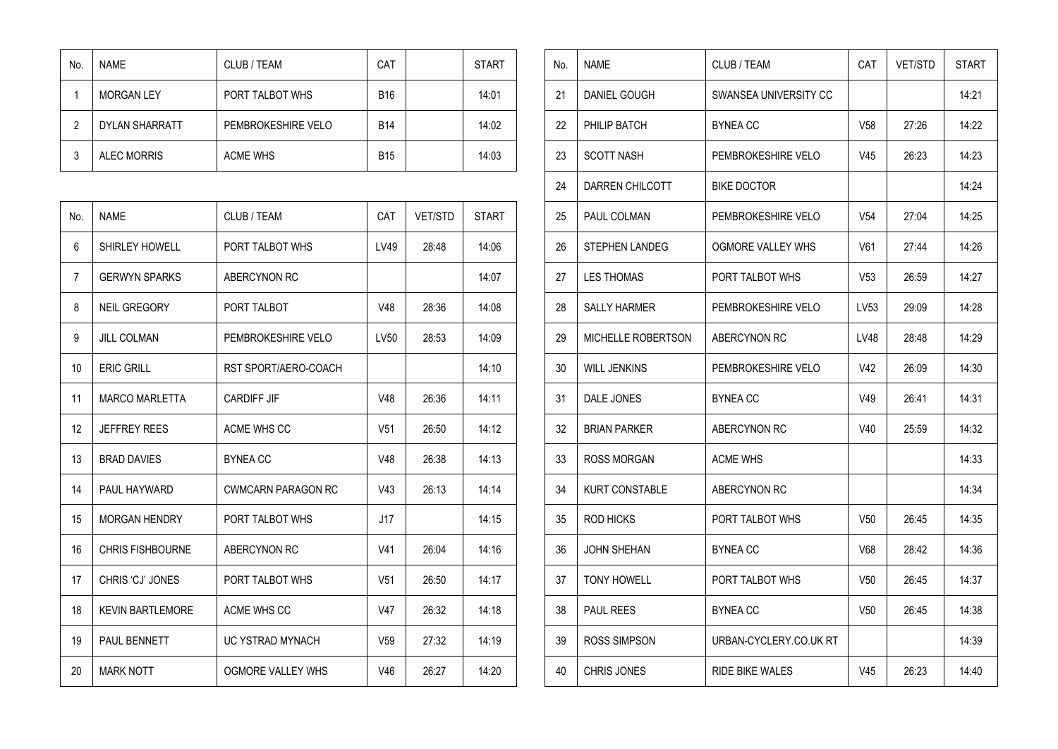| No. | NAME | CLUB / TEAM | CAT | | START |
|---|---|---|---|---|---|
| 1 | MORGAN LEY | PORT TALBOT WHS | B16 | | 14:01 |
| 2 | DYLAN SHARRATT | PEMBROKESHIRE VELO | B14 | | 14:02 |
| 3 | ALEC MORRIS | ACME WHS | B15 | | 14:03 |

| No. | NAME | CLUB / TEAM | CAT | VET/STD | START |
|---|---|---|---|---|---|
| 6 | SHIRLEY HOWELL | PORT TALBOT WHS | LV49 | 28:48 | 14:06 |
| 7 | GERWYN SPARKS | ABERCYNON RC | | | 14:07 |
| 8 | NEIL GREGORY | PORT TALBOT | V48 | 28:36 | 14:08 |
| 9 | JILL COLMAN | PEMBROKESHIRE VELO | LV50 | 28:53 | 14:09 |
| 10 | ERIC GRILL | RST SPORT/AERO-COACH | | | 14:10 |
| 11 | MARCO MARLETTA | CARDIFF JIF | V48 | 26:36 | 14:11 |
| 12 | JEFFREY REES | ACME WHS CC | V51 | 26:50 | 14:12 |
| 13 | BRAD DAVIES | BYNEA CC | V48 | 26:38 | 14:13 |
| 14 | PAUL HAYWARD | CWMCARN PARAGON RC | V43 | 26:13 | 14:14 |
| 15 | MORGAN HENDRY | PORT TALBOT WHS | J17 | | 14:15 |
| 16 | CHRIS FISHBOURNE | ABERCYNON RC | V41 | 26:04 | 14:16 |
| 17 | CHRIS 'CJ' JONES | PORT TALBOT WHS | V51 | 26:50 | 14:17 |
| 18 | KEVIN BARTLEMORE | ACME WHS CC | V47 | 26:32 | 14:18 |
| 19 | PAUL BENNETT | UC YSTRAD MYNACH | V59 | 27:32 | 14:19 |
| 20 | MARK NOTT | OGMORE VALLEY WHS | V46 | 26:27 | 14:20 |

| No. | NAME | CLUB / TEAM | CAT | VET/STD | START |
|---|---|---|---|---|---|
| 21 | DANIEL GOUGH | SWANSEA UNIVERSITY CC | | | 14:21 |
| 22 | PHILIP BATCH | BYNEA CC | V58 | 27:26 | 14:22 |
| 23 | SCOTT NASH | PEMBROKESHIRE VELO | V45 | 26:23 | 14:23 |
| 24 | DARREN CHILCOTT | BIKE DOCTOR | | | 14:24 |
| 25 | PAUL COLMAN | PEMBROKESHIRE VELO | V54 | 27:04 | 14:25 |
| 26 | STEPHEN LANDEG | OGMORE VALLEY WHS | V61 | 27:44 | 14:26 |
| 27 | LES THOMAS | PORT TALBOT WHS | V53 | 26:59 | 14:27 |
| 28 | SALLY HARMER | PEMBROKESHIRE VELO | LV53 | 29:09 | 14:28 |
| 29 | MICHELLE ROBERTSON | ABERCYNON RC | LV48 | 28:48 | 14:29 |
| 30 | WILL JENKINS | PEMBROKESHIRE VELO | V42 | 26:09 | 14:30 |
| 31 | DALE JONES | BYNEA CC | V49 | 26:41 | 14:31 |
| 32 | BRIAN PARKER | ABERCYNON RC | V40 | 25:59 | 14:32 |
| 33 | ROSS MORGAN | ACME WHS | | | 14:33 |
| 34 | KURT CONSTABLE | ABERCYNON RC | | | 14:34 |
| 35 | ROD HICKS | PORT TALBOT WHS | V50 | 26:45 | 14:35 |
| 36 | JOHN SHEHAN | BYNEA CC | V68 | 28:42 | 14:36 |
| 37 | TONY HOWELL | PORT TALBOT WHS | V50 | 26:45 | 14:37 |
| 38 | PAUL REES | BYNEA CC | V50 | 26:45 | 14:38 |
| 39 | ROSS SIMPSON | URBAN-CYCLERY.CO.UK RT | | | 14:39 |
| 40 | CHRIS JONES | RIDE BIKE WALES | V45 | 26:23 | 14:40 |